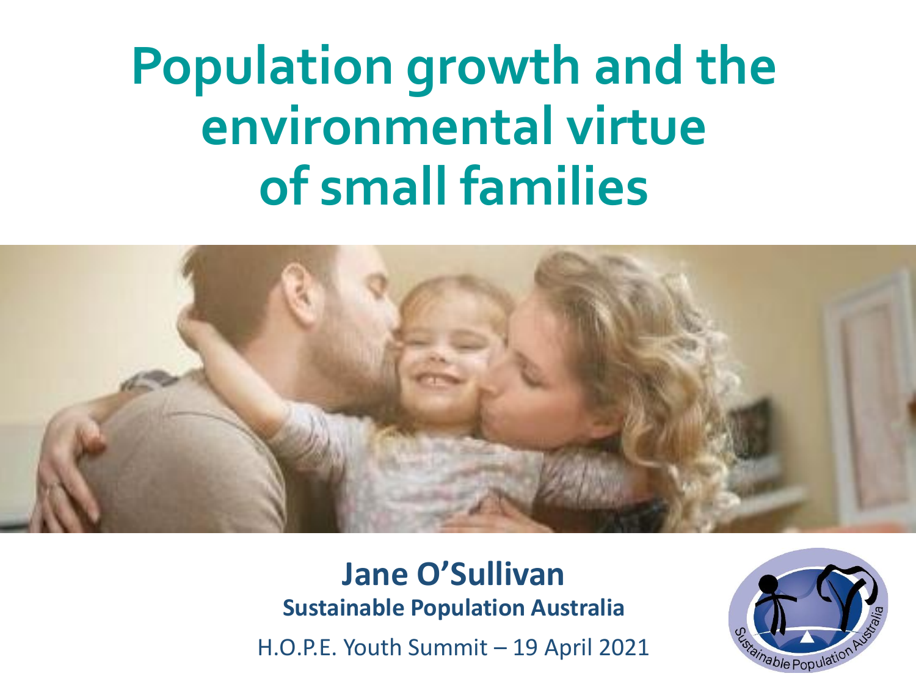# Population growth and the environmental virtue of small families

**Jane O'Sullivan**

**Sustainable Population Australia**

H.O.P.E. Youth Summit – 19 April 2021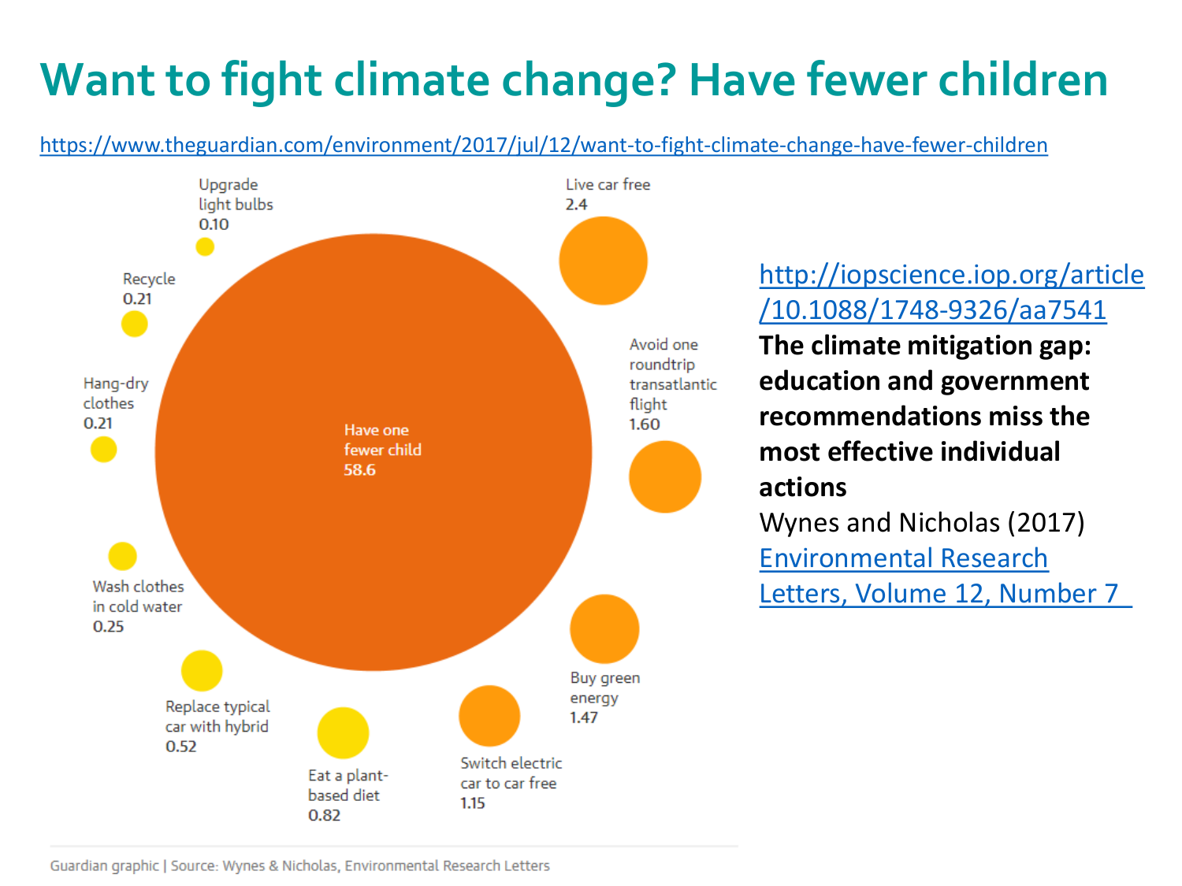# Want to fight climate change? Have fewer children

https://www.theguardian.com/environment/2017/jul/12/want-to-fight-climate-change-have-fewer-children

Upgrade light bulbs
0.10

Live car free
2.4

Recycle
0.21

Avoid one roundtrip transatlantic flight
1.60

Hang-dry clothes
0.21

Have one fewer child
58.6

Wash clothes in cold water
0.25

Buy green energy
1.47

Replace typical car with hybrid
0.52

Switch electric car to car free
1.15

Eat a plant-based diet
0.82

Guardian graphic | Source: Wynes & Nicholas, Environmental Research Letters

http://iopscience.iop.org/article/10.1088/1748-9326/aa7541

**The climate mitigation gap: education and government recommendations miss the most effective individual actions**

Wynes and Nicholas (2017)

Environmental Research Letters, Volume 12, Number 7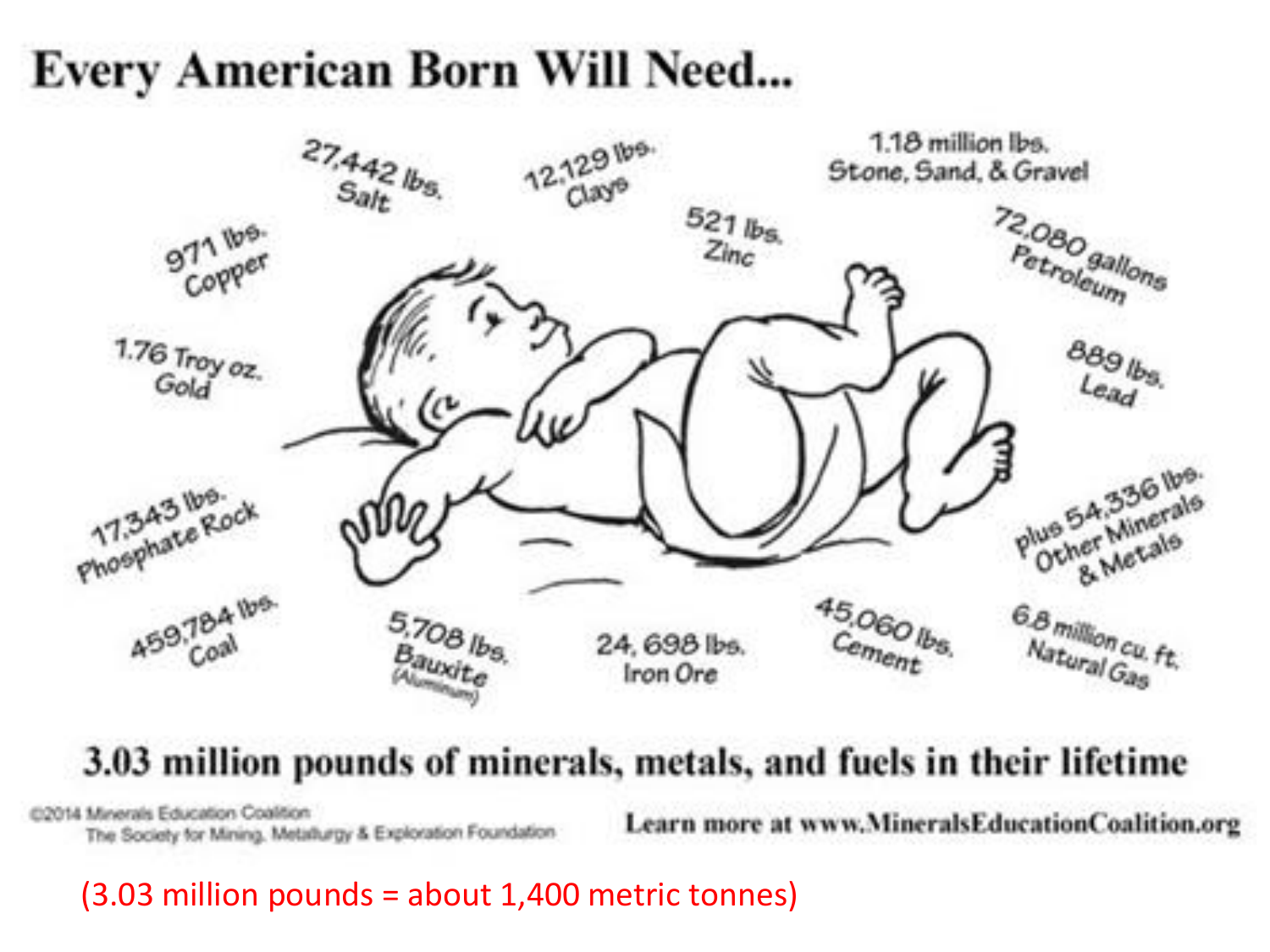# Every American Born Will Need...

- 27,442 lbs. Salt
- 12,129 lbs. Clays
- 1.18 million lbs. Stone, Sand, & Gravel
- 971 lbs. Copper
- 521 lbs. Zinc
- 72,080 gallons Petroleum
- 1.76 Troy oz. Gold
- 889 lbs. Lead
- 17,343 lbs. Phosphate Rock
- plus 54,336 lbs. Other Minerals & Metals
- 459,784 lbs. Coal
- 5,708 lbs. Bauxite (Aluminum)
- 24, 698 lbs. Iron Ore
- 45,060 lbs. Cement
- 6.8 million cu. ft. Natural Gas

**3.03 million pounds of minerals, metals, and fuels in their lifetime**

©2014 Minerals Education Coalition
The Society for Mining, Metallurgy & Exploration Foundation

Learn more at www.MineralsEducationCoalition.org

(3.03 million pounds = about 1,400 metric tonnes)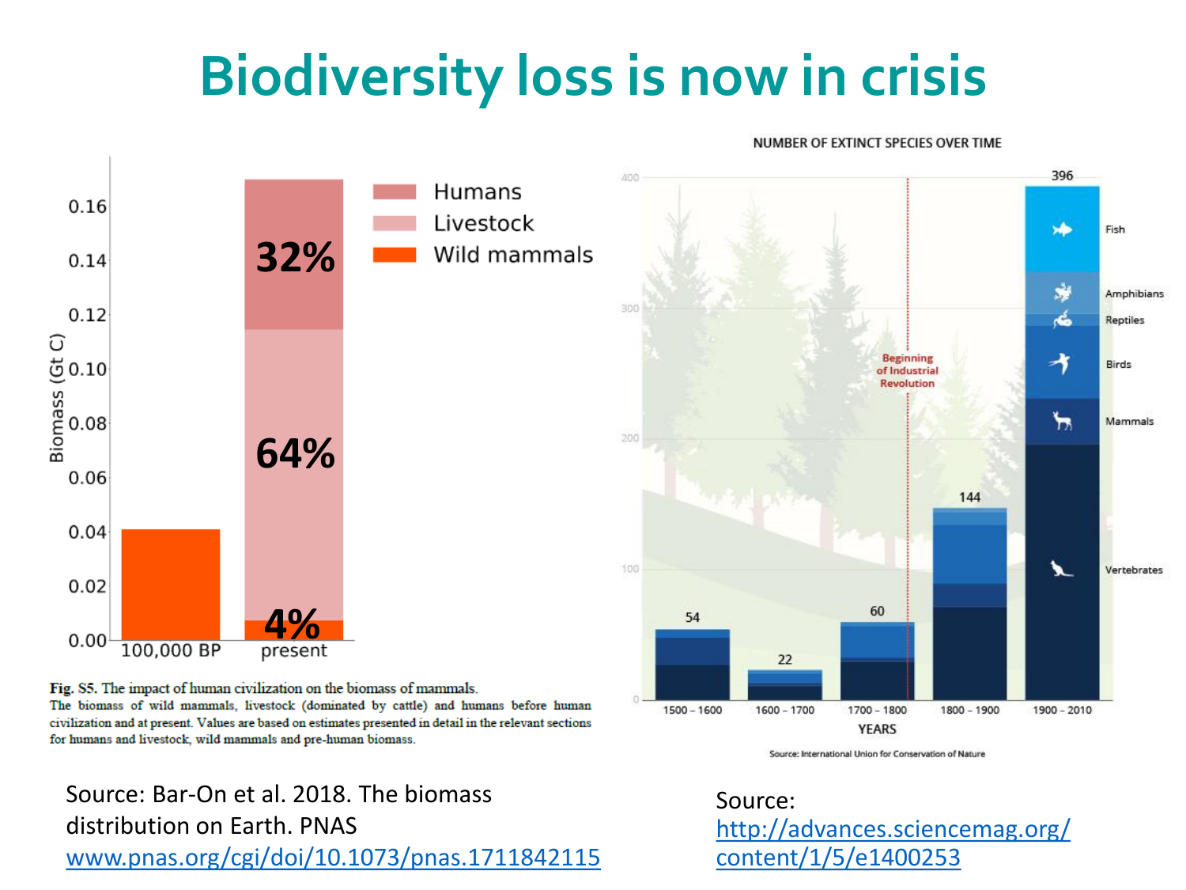# Biodiversity loss is now in crisis

**Fig. S5.** The impact of human civilization on the biomass of mammals.
The biomass of wild mammals, livestock (dominated by cattle) and humans before human civilization and at present. Values are based on estimates presented in detail in the relevant sections for humans and livestock, wild mammals and pre-human biomass.

Source: Bar-On et al. 2018. The biomass distribution on Earth. PNAS www.pnas.org/cgi/doi/10.1073/pnas.1711842115

NUMBER OF EXTINCT SPECIES OVER TIME

Source: International Union for Conservation of Nature

Source: http://advances.sciencemag.org/content/1/5/e1400253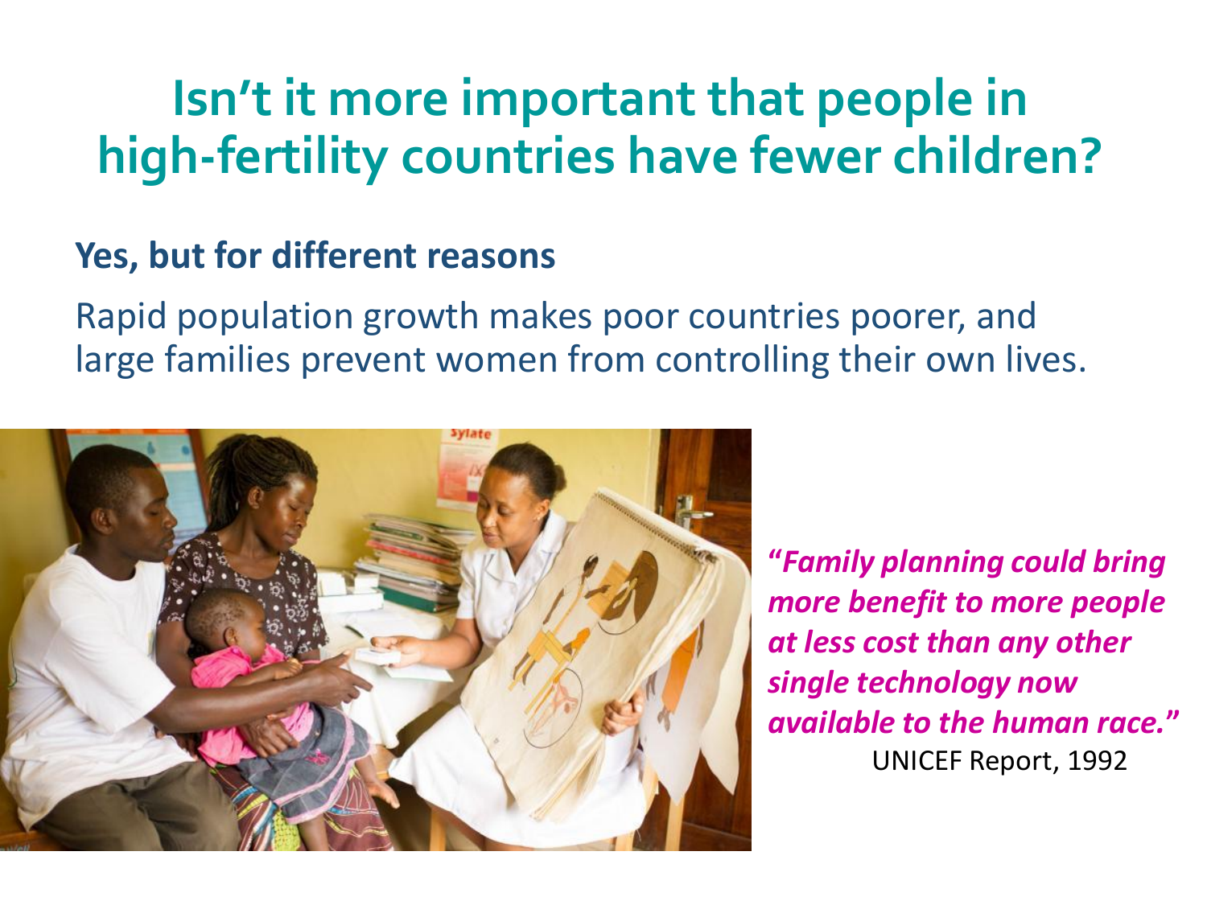# Isn't it more important that people in high-fertility countries have fewer children?

**Yes, but for different reasons**

Rapid population growth makes poor countries poorer, and large families prevent women from controlling their own lives.

***"Family planning could bring more benefit to more people at less cost than any other single technology now available to the human race."***
UNICEF Report, 1992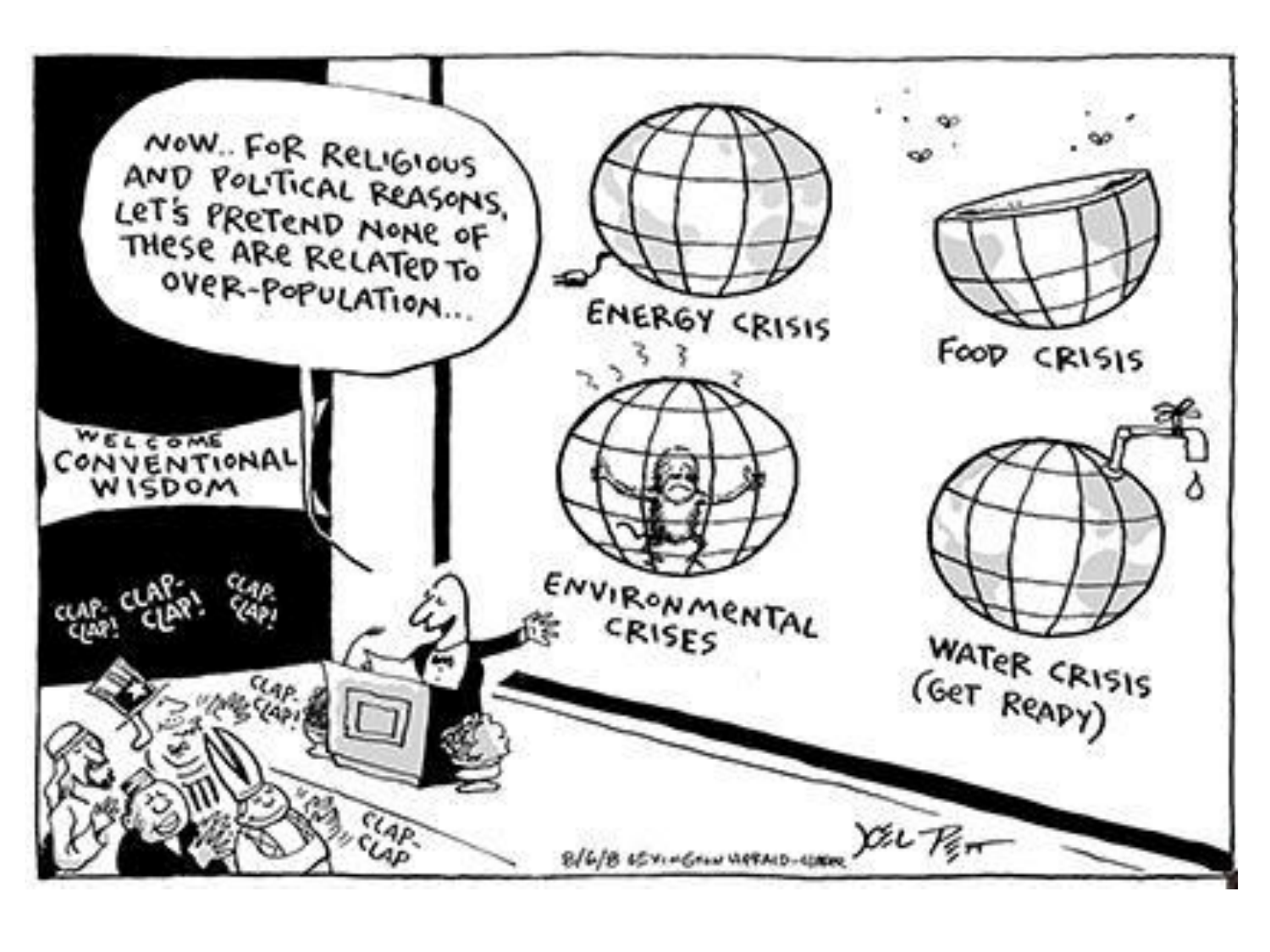NOW.. FOR RELIGIOUS AND POLITICAL REASONS, LET'S PRETEND NONE OF THESE ARE RELATED TO OVER-POPULATION...

WELCOME CONVENTIONAL WISDOM

CLAP-CLAP! CLAP-CLAP! CLAP-CLAP! CLAP-CLAP! CLAP-CLAP

ENERGY CRISIS

FOOD CRISIS

ENVIRONMENTAL CRISES

WATER CRISIS (GET READY)

8/6/8 LEXINGTON HERALD-LEADER

JOEL PETT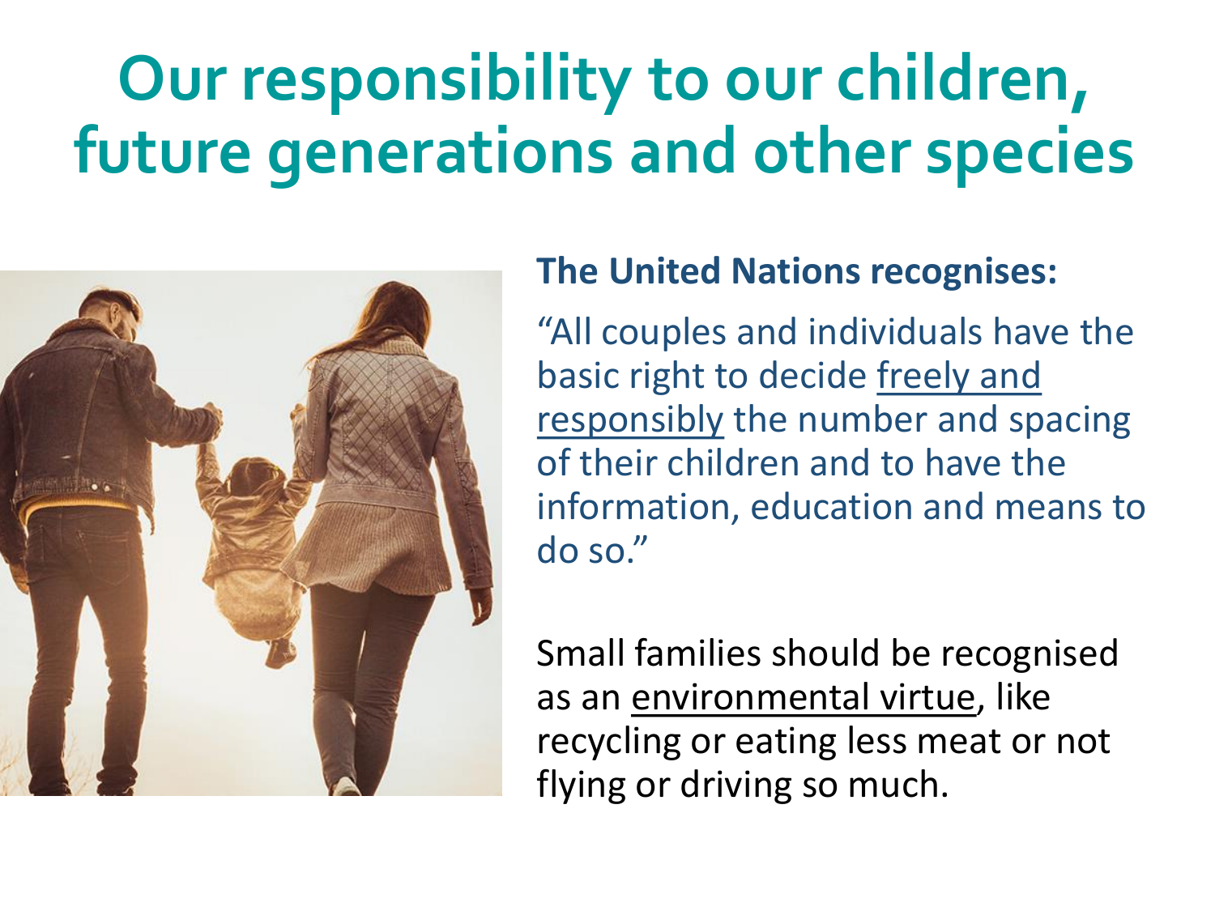# Our responsibility to our children, future generations and other species

**The United Nations recognises:**

"All couples and individuals have the basic right to decide freely and responsibly the number and spacing of their children and to have the information, education and means to do so."

Small families should be recognised as an environmental virtue, like recycling or eating less meat or not flying or driving so much.